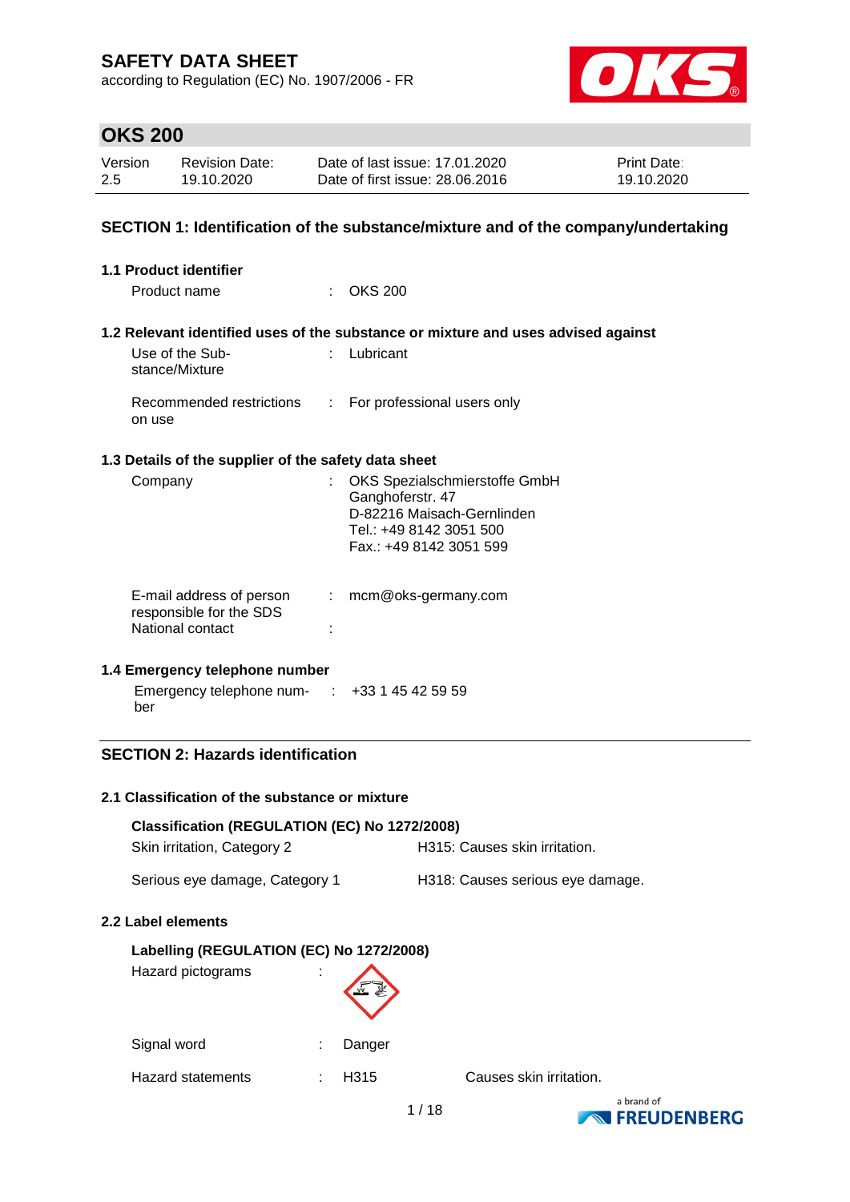# SAFETY DATA SHEET

according to Regulation (EC) No. 1907/2006 - FR

## OKS 200

| Version | Revision Date: | Date of last issue: 17.01.2020 | Print Date: |
|---|---|---|---|
| 2.5 | 19.10.2020 | Date of first issue: 28.06.2016 | 19.10.2020 |

## SECTION 1: Identification of the substance/mixture and of the company/undertaking

### 1.1 Product identifier

Product name : OKS 200

### 1.2 Relevant identified uses of the substance or mixture and uses advised against

Use of the Substance/Mixture : Lubricant

Recommended restrictions on use : For professional users only

### 1.3 Details of the supplier of the safety data sheet

Company : OKS Spezialschmierstoffe GmbH
Ganghoferstr. 47
D-82216 Maisach-Gernlinden
Tel.: +49 8142 3051 500
Fax.: +49 8142 3051 599

E-mail address of person responsible for the SDS : mcm@oks-germany.com

National contact :

### 1.4 Emergency telephone number

Emergency telephone number : +33 1 45 42 59 59

## SECTION 2: Hazards identification

### 2.1 Classification of the substance or mixture

**Classification (REGULATION (EC) No 1272/2008)**

| | |
|---|---|
| Skin irritation, Category 2 | H315: Causes skin irritation. |
| Serious eye damage, Category 1 | H318: Causes serious eye damage. |

### 2.2 Label elements

**Labelling (REGULATION (EC) No 1272/2008)**

Hazard pictograms :

Signal word : Danger

Hazard statements : H315 Causes skin irritation.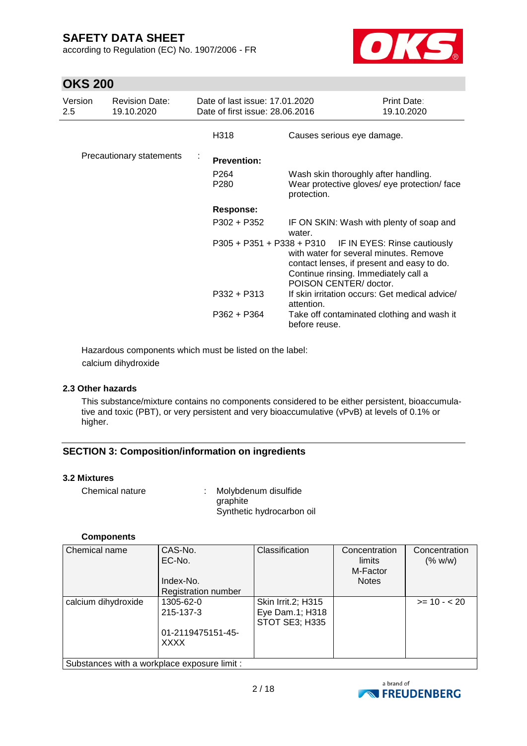| | | |
|---|---|---|
| | H318 | Causes serious eye damage. |
| Precautionary statements : | **Prevention:** | |
| | P264 | Wash skin thoroughly after handling. |
| | P280 | Wear protective gloves/ eye protection/ face protection. |
| | **Response:** | |
| | P302 + P352 | IF ON SKIN: Wash with plenty of soap and water. |
| | P305 + P351 + P338 + P310 | IF IN EYES: Rinse cautiously with water for several minutes. Remove contact lenses, if present and easy to do. Continue rinsing. Immediately call a POISON CENTER/ doctor. |
| | P332 + P313 | If skin irritation occurs: Get medical advice/ attention. |
| | P362 + P364 | Take off contaminated clothing and wash it before reuse. |

Hazardous components which must be listed on the label:
calcium dihydroxide

### 2.3 Other hazards

This substance/mixture contains no components considered to be either persistent, bioaccumulative and toxic (PBT), or very persistent and very bioaccumulative (vPvB) at levels of 0.1% or higher.

## SECTION 3: Composition/information on ingredients

### 3.2 Mixtures

Chemical nature : Molybdenum disulfide
graphite
Synthetic hydrocarbon oil

**Components**

| Chemical name | CAS-No.<br>EC-No.<br>Index-No.<br>Registration number | Classification | Concentration limits<br>M-Factor<br>Notes | Concentration (% w/w) |
|---|---|---|---|---|
| calcium dihydroxide | 1305-62-0<br>215-137-3<br><br>01-2119475151-45-XXXX | Skin Irrit.2; H315<br>Eye Dam.1; H318<br>STOT SE3; H335 | | >= 10 - < 20 |
| Substances with a workplace exposure limit : | | | | |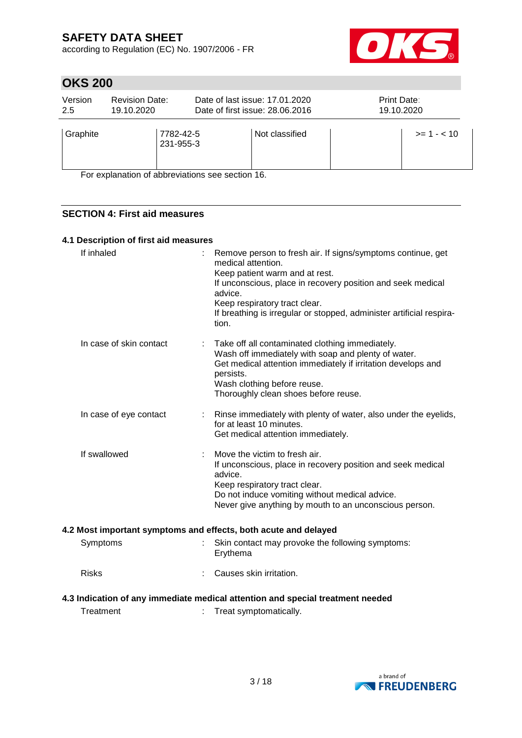| Graphite | 7782-42-5<br>231-955-3 | Not classified | | >= 1 - < 10 |
|---|---|---|---|---|

For explanation of abbreviations see section 16.

## SECTION 4: First aid measures

### 4.1 Description of first aid measures

If inhaled : Remove person to fresh air. If signs/symptoms continue, get medical attention.
Keep patient warm and at rest.
If unconscious, place in recovery position and seek medical advice.
Keep respiratory tract clear.
If breathing is irregular or stopped, administer artificial respiration.

In case of skin contact : Take off all contaminated clothing immediately.
Wash off immediately with soap and plenty of water.
Get medical attention immediately if irritation develops and persists.
Wash clothing before reuse.
Thoroughly clean shoes before reuse.

In case of eye contact : Rinse immediately with plenty of water, also under the eyelids, for at least 10 minutes.
Get medical attention immediately.

If swallowed : Move the victim to fresh air.
If unconscious, place in recovery position and seek medical advice.
Keep respiratory tract clear.
Do not induce vomiting without medical advice.
Never give anything by mouth to an unconscious person.

### 4.2 Most important symptoms and effects, both acute and delayed

Symptoms : Skin contact may provoke the following symptoms:
Erythema

Risks : Causes skin irritation.

### 4.3 Indication of any immediate medical attention and special treatment needed

Treatment : Treat symptomatically.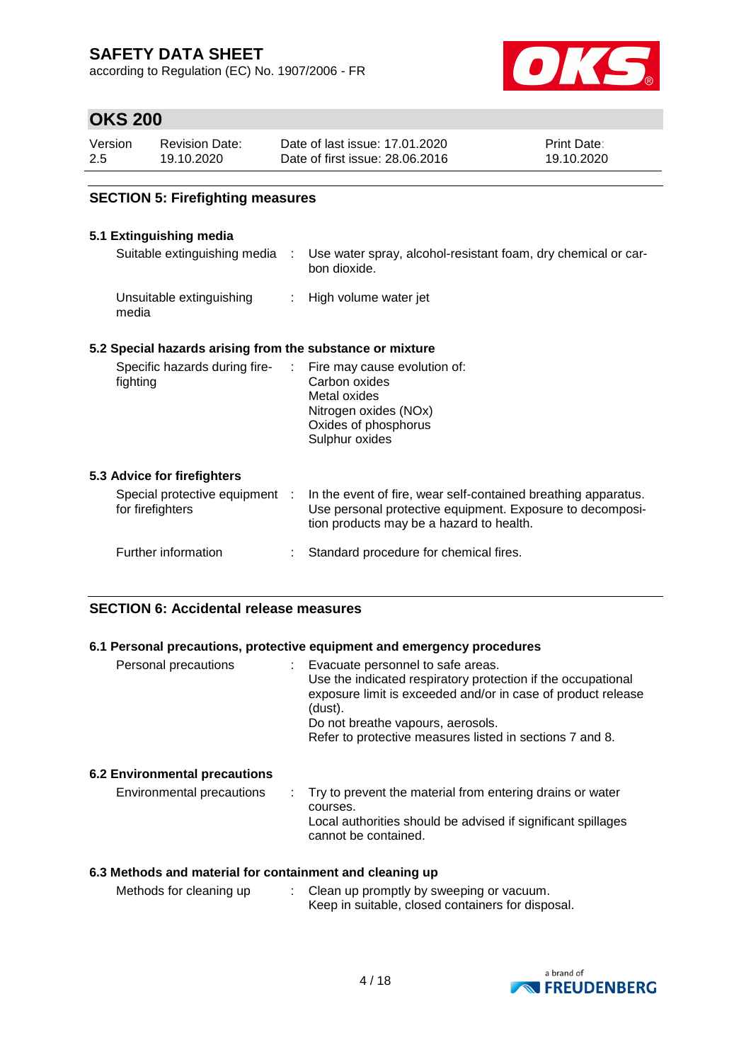## SECTION 5: Firefighting measures

### 5.1 Extinguishing media

| | | |
|---|---|---|
| Suitable extinguishing media | : | Use water spray, alcohol-resistant foam, dry chemical or carbon dioxide. |
| Unsuitable extinguishing media | : | High volume water jet |

### 5.2 Special hazards arising from the substance or mixture

| | | |
|---|---|---|
| Specific hazards during firefighting | : | Fire may cause evolution of:<br>Carbon oxides<br>Metal oxides<br>Nitrogen oxides (NOx)<br>Oxides of phosphorus<br>Sulphur oxides |

### 5.3 Advice for firefighters

| | | |
|---|---|---|
| Special protective equipment for firefighters | : | In the event of fire, wear self-contained breathing apparatus. Use personal protective equipment. Exposure to decomposition products may be a hazard to health. |
| Further information | : | Standard procedure for chemical fires. |

## SECTION 6: Accidental release measures

### 6.1 Personal precautions, protective equipment and emergency procedures

| | | |
|---|---|---|
| Personal precautions | : | Evacuate personnel to safe areas.<br>Use the indicated respiratory protection if the occupational exposure limit is exceeded and/or in case of product release (dust).<br>Do not breathe vapours, aerosols.<br>Refer to protective measures listed in sections 7 and 8. |

### 6.2 Environmental precautions

| | | |
|---|---|---|
| Environmental precautions | : | Try to prevent the material from entering drains or water courses.<br>Local authorities should be advised if significant spillages cannot be contained. |

### 6.3 Methods and material for containment and cleaning up

| | | |
|---|---|---|
| Methods for cleaning up | : | Clean up promptly by sweeping or vacuum.<br>Keep in suitable, closed containers for disposal. |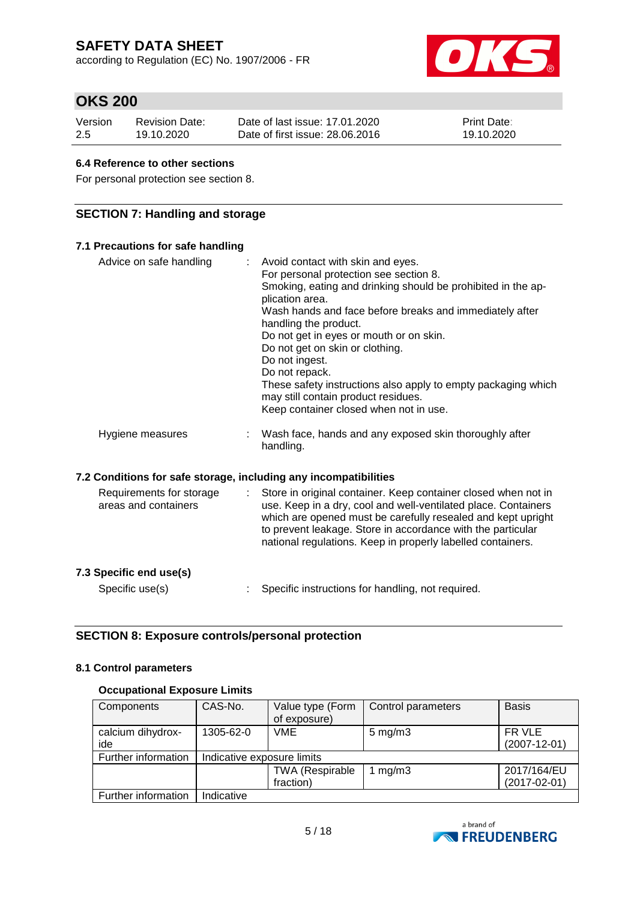### 6.4 Reference to other sections

For personal protection see section 8.

## SECTION 7: Handling and storage

### 7.1 Precautions for safe handling

Advice on safe handling : Avoid contact with skin and eyes.
For personal protection see section 8.
Smoking, eating and drinking should be prohibited in the application area.
Wash hands and face before breaks and immediately after handling the product.
Do not get in eyes or mouth or on skin.
Do not get on skin or clothing.
Do not ingest.
Do not repack.
These safety instructions also apply to empty packaging which may still contain product residues.
Keep container closed when not in use.

Hygiene measures : Wash face, hands and any exposed skin thoroughly after handling.

### 7.2 Conditions for safe storage, including any incompatibilities

Requirements for storage areas and containers : Store in original container. Keep container closed when not in use. Keep in a dry, cool and well-ventilated place. Containers which are opened must be carefully resealed and kept upright to prevent leakage. Store in accordance with the particular national regulations. Keep in properly labelled containers.

### 7.3 Specific end use(s)

Specific use(s) : Specific instructions for handling, not required.

## SECTION 8: Exposure controls/personal protection

### 8.1 Control parameters

**Occupational Exposure Limits**

| Components | CAS-No. | Value type (Form of exposure) | Control parameters | Basis |
|---|---|---|---|---|
| calcium dihydroxide | 1305-62-0 | VME | 5 mg/m3 | FR VLE (2007-12-01) |
| Further information | Indicative exposure limits | | | |
| | | TWA (Respirable fraction) | 1 mg/m3 | 2017/164/EU (2017-02-01) |
| Further information | Indicative | | | |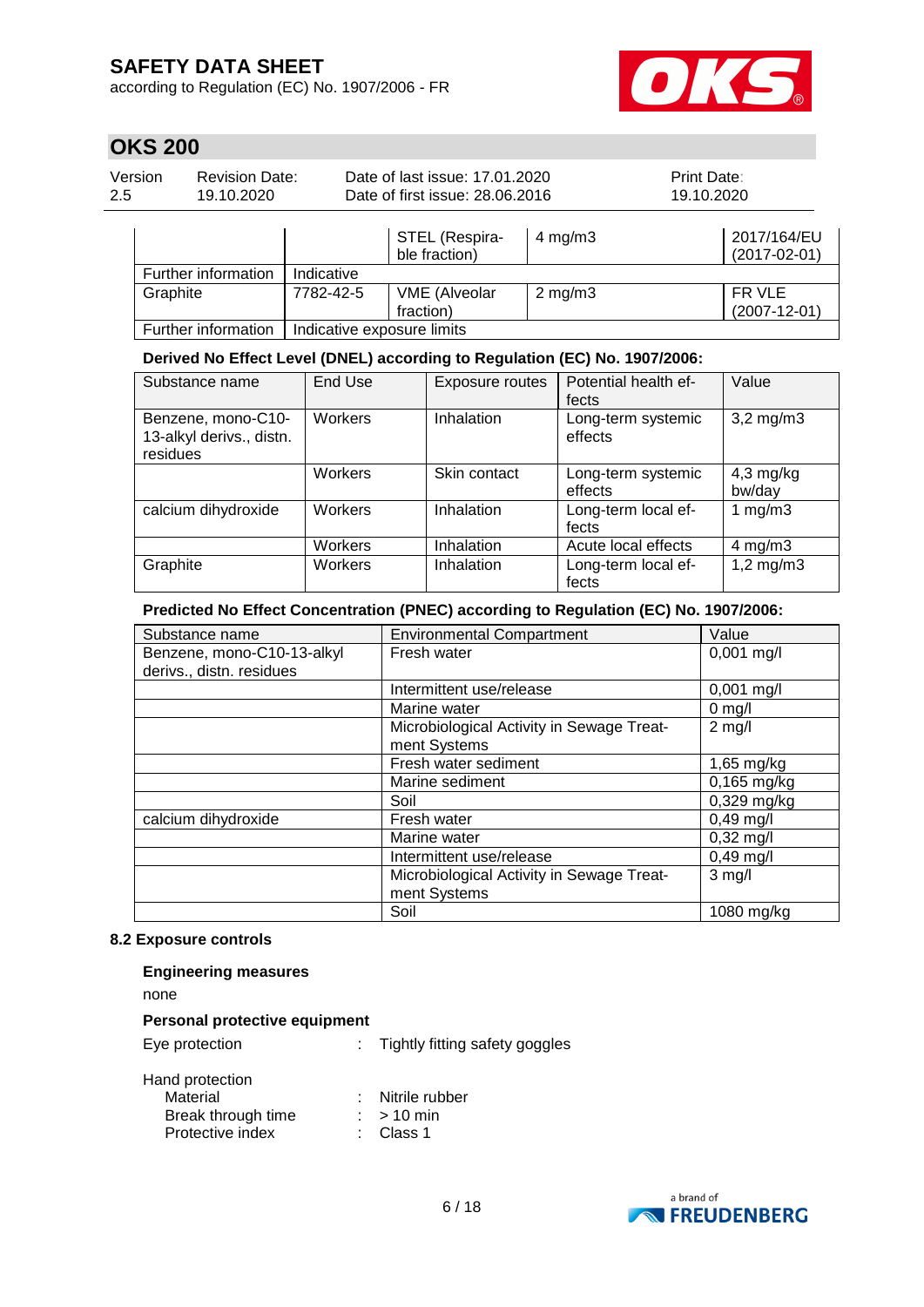| | | STEL (Respirable fraction) | 4 mg/m3 | 2017/164/EU (2017-02-01) |
|---|---|---|---|---|
| Further information | Indicative | | | |
| Graphite | 7782-42-5 | VME (Alveolar fraction) | 2 mg/m3 | FR VLE (2007-12-01) |
| Further information | Indicative exposure limits | | | |

**Derived No Effect Level (DNEL) according to Regulation (EC) No. 1907/2006:**

| Substance name | End Use | Exposure routes | Potential health effects | Value |
|---|---|---|---|---|
| Benzene, mono-C10-13-alkyl derivs., distn. residues | Workers | Inhalation | Long-term systemic effects | 3,2 mg/m3 |
| | Workers | Skin contact | Long-term systemic effects | 4,3 mg/kg bw/day |
| calcium dihydroxide | Workers | Inhalation | Long-term local effects | 1 mg/m3 |
| | Workers | Inhalation | Acute local effects | 4 mg/m3 |
| Graphite | Workers | Inhalation | Long-term local effects | 1,2 mg/m3 |

**Predicted No Effect Concentration (PNEC) according to Regulation (EC) No. 1907/2006:**

| Substance name | Environmental Compartment | Value |
|---|---|---|
| Benzene, mono-C10-13-alkyl derivs., distn. residues | Fresh water | 0,001 mg/l |
| | Intermittent use/release | 0,001 mg/l |
| | Marine water | 0 mg/l |
| | Microbiological Activity in Sewage Treatment Systems | 2 mg/l |
| | Fresh water sediment | 1,65 mg/kg |
| | Marine sediment | 0,165 mg/kg |
| | Soil | 0,329 mg/kg |
| calcium dihydroxide | Fresh water | 0,49 mg/l |
| | Marine water | 0,32 mg/l |
| | Intermittent use/release | 0,49 mg/l |
| | Microbiological Activity in Sewage Treatment Systems | 3 mg/l |
| | Soil | 1080 mg/kg |

**8.2 Exposure controls**

**Engineering measures**

none

**Personal protective equipment**

Eye protection : Tightly fitting safety goggles

Hand protection
- Material : Nitrile rubber
- Break through time : > 10 min
- Protective index : Class 1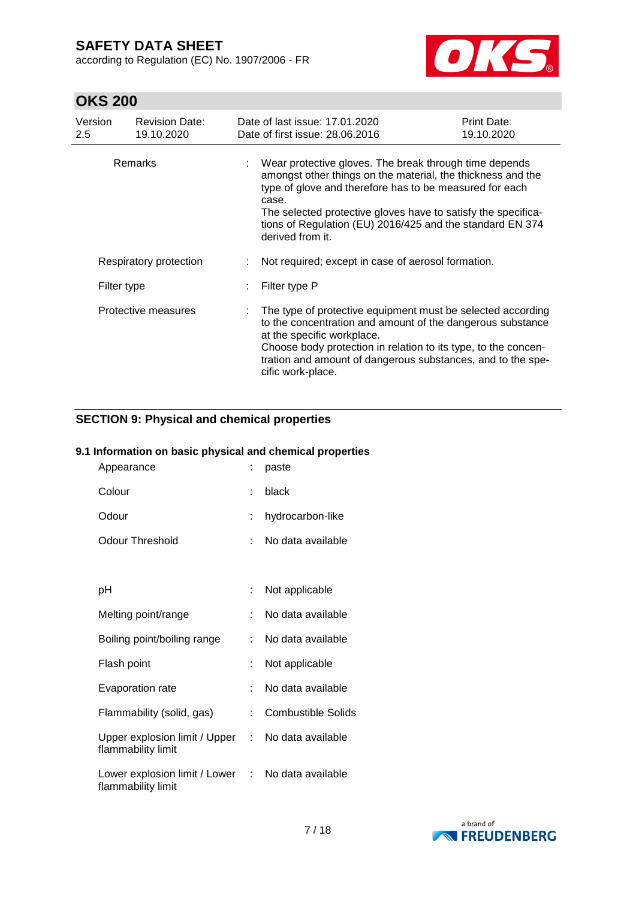| | | |
|---|---|---|
| Remarks | : | Wear protective gloves. The break through time depends amongst other things on the material, the thickness and the type of glove and therefore has to be measured for each case. The selected protective gloves have to satisfy the specifications of Regulation (EU) 2016/425 and the standard EN 374 derived from it. |
| Respiratory protection | : | Not required; except in case of aerosol formation. |
| Filter type | : | Filter type P |
| Protective measures | : | The type of protective equipment must be selected according to the concentration and amount of the dangerous substance at the specific workplace. Choose body protection in relation to its type, to the concentration and amount of dangerous substances, and to the specific work-place. |

## SECTION 9: Physical and chemical properties

### 9.1 Information on basic physical and chemical properties

| | | |
|---|---|---|
| Appearance | : | paste |
| Colour | : | black |
| Odour | : | hydrocarbon-like |
| Odour Threshold | : | No data available |
| pH | : | Not applicable |
| Melting point/range | : | No data available |
| Boiling point/boiling range | : | No data available |
| Flash point | : | Not applicable |
| Evaporation rate | : | No data available |
| Flammability (solid, gas) | : | Combustible Solids |
| Upper explosion limit / Upper flammability limit | : | No data available |
| Lower explosion limit / Lower flammability limit | : | No data available |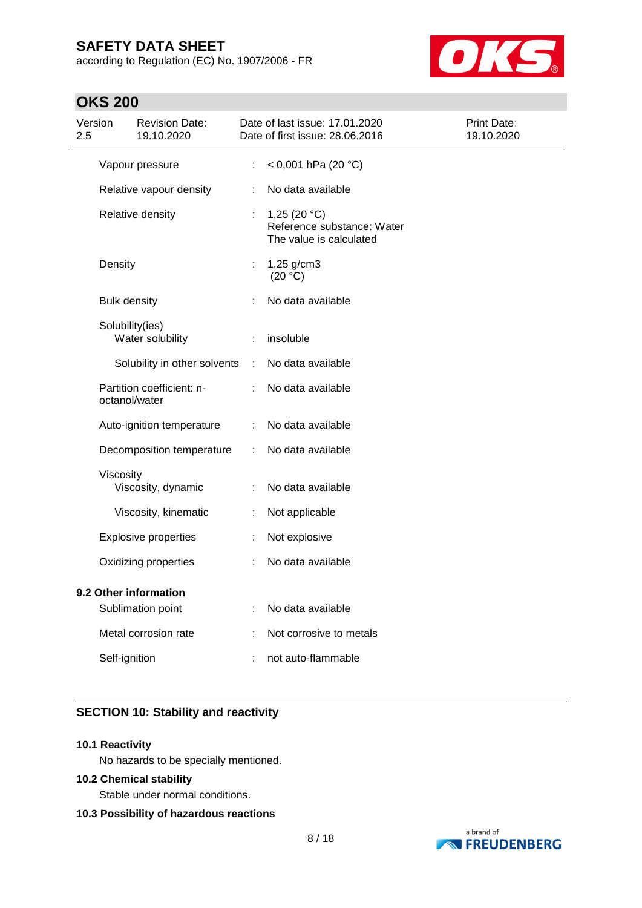| | | |
|---|---|---|
| Vapour pressure | : | < 0,001 hPa (20 °C) |
| Relative vapour density | : | No data available |
| Relative density | : | 1,25 (20 °C)<br>Reference substance: Water<br>The value is calculated |
| Density | : | 1,25 g/cm3<br>(20 °C) |
| Bulk density | : | No data available |
| Solubility(ies)<br>Water solubility | : | insoluble |
| Solubility in other solvents | : | No data available |
| Partition coefficient: n-octanol/water | : | No data available |
| Auto-ignition temperature | : | No data available |
| Decomposition temperature | : | No data available |
| Viscosity<br>Viscosity, dynamic | : | No data available |
| Viscosity, kinematic | : | Not applicable |
| Explosive properties | : | Not explosive |
| Oxidizing properties | : | No data available |

**9.2 Other information**

| | | |
|---|---|---|
| Sublimation point | : | No data available |
| Metal corrosion rate | : | Not corrosive to metals |
| Self-ignition | : | not auto-flammable |

## SECTION 10: Stability and reactivity

**10.1 Reactivity**

No hazards to be specially mentioned.

**10.2 Chemical stability**

Stable under normal conditions.

**10.3 Possibility of hazardous reactions**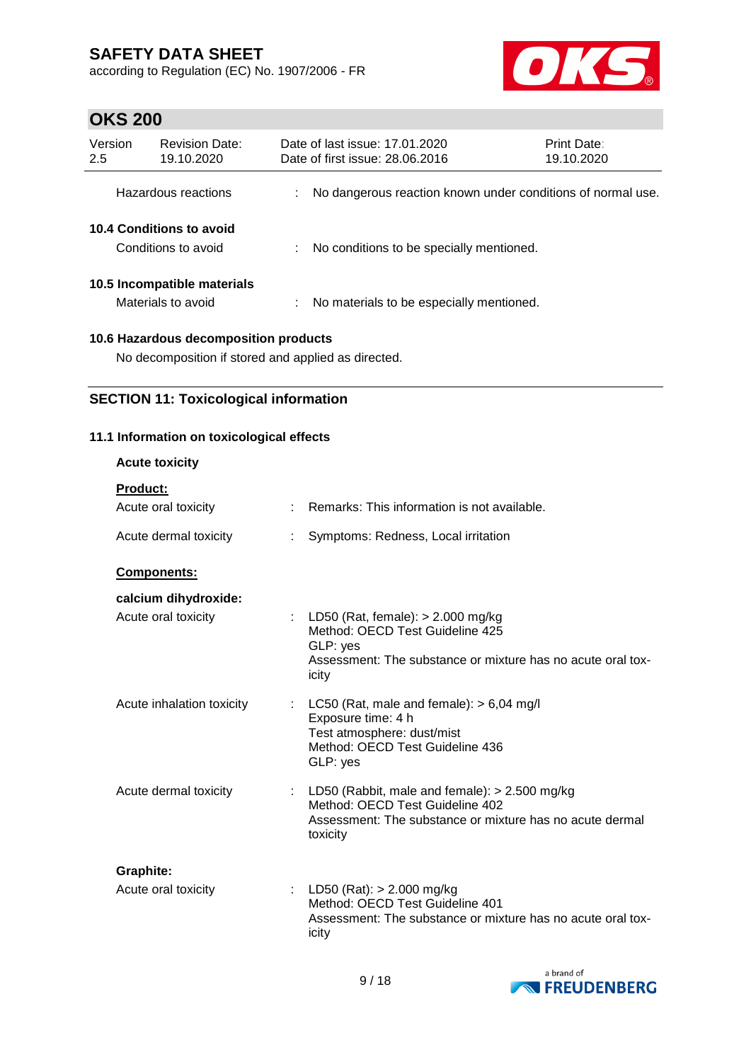Hazardous reactions : No dangerous reaction known under conditions of normal use.

### 10.4 Conditions to avoid

Conditions to avoid : No conditions to be specially mentioned.

### 10.5 Incompatible materials

Materials to avoid : No materials to be especially mentioned.

### 10.6 Hazardous decomposition products

No decomposition if stored and applied as directed.

## SECTION 11: Toxicological information

### 11.1 Information on toxicological effects

**Acute toxicity**

**Product:**

Acute oral toxicity : Remarks: This information is not available.

Acute dermal toxicity : Symptoms: Redness, Local irritation

**Components:**

**calcium dihydroxide:**

Acute oral toxicity : LD50 (Rat, female): > 2.000 mg/kg
Method: OECD Test Guideline 425
GLP: yes
Assessment: The substance or mixture has no acute oral toxicity

Acute inhalation toxicity : LC50 (Rat, male and female): > 6,04 mg/l
Exposure time: 4 h
Test atmosphere: dust/mist
Method: OECD Test Guideline 436
GLP: yes

Acute dermal toxicity : LD50 (Rabbit, male and female): > 2.500 mg/kg
Method: OECD Test Guideline 402
Assessment: The substance or mixture has no acute dermal toxicity

**Graphite:**

Acute oral toxicity : LD50 (Rat): > 2.000 mg/kg
Method: OECD Test Guideline 401
Assessment: The substance or mixture has no acute oral toxicity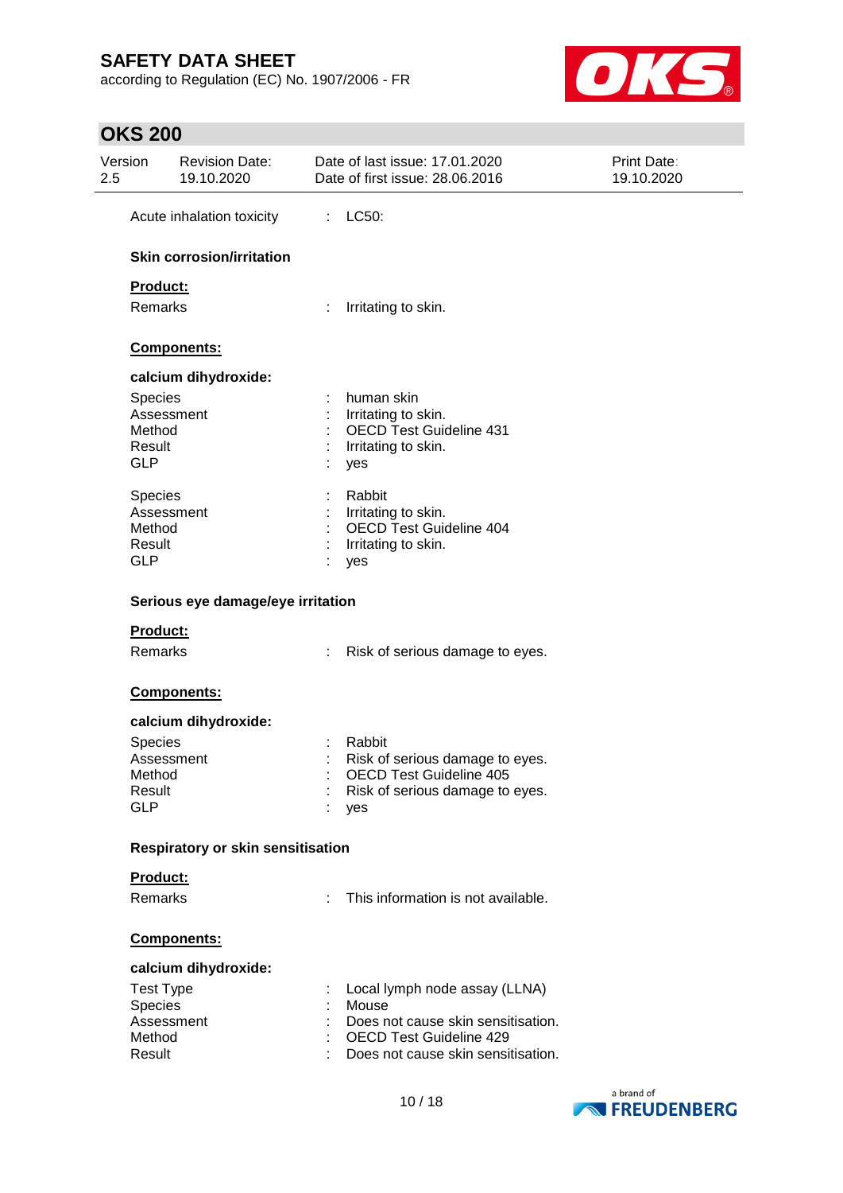Acute inhalation toxicity : LC50:

**Skin corrosion/irritation**

**Product:**

Remarks : Irritating to skin.

**Components:**

**calcium dihydroxide:**

Species : human skin
Assessment : Irritating to skin.
Method : OECD Test Guideline 431
Result : Irritating to skin.
GLP : yes

Species : Rabbit
Assessment : Irritating to skin.
Method : OECD Test Guideline 404
Result : Irritating to skin.
GLP : yes

**Serious eye damage/eye irritation**

**Product:**

Remarks : Risk of serious damage to eyes.

**Components:**

**calcium dihydroxide:**

Species : Rabbit
Assessment : Risk of serious damage to eyes.
Method : OECD Test Guideline 405
Result : Risk of serious damage to eyes.
GLP : yes

**Respiratory or skin sensitisation**

**Product:**

Remarks : This information is not available.

**Components:**

**calcium dihydroxide:**

Test Type : Local lymph node assay (LLNA)
Species : Mouse
Assessment : Does not cause skin sensitisation.
Method : OECD Test Guideline 429
Result : Does not cause skin sensitisation.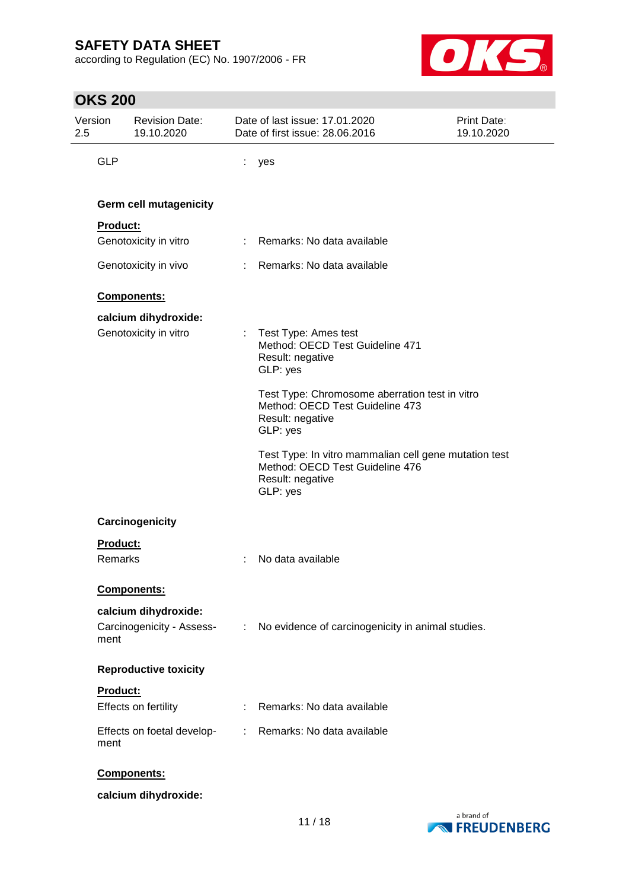GLP : yes

### Germ cell mutagenicity

**Product:**

Genotoxicity in vitro : Remarks: No data available

Genotoxicity in vivo : Remarks: No data available

**Components:**

**calcium dihydroxide:**

Genotoxicity in vitro : Test Type: Ames test
Method: OECD Test Guideline 471
Result: negative
GLP: yes

Test Type: Chromosome aberration test in vitro
Method: OECD Test Guideline 473
Result: negative
GLP: yes

Test Type: In vitro mammalian cell gene mutation test
Method: OECD Test Guideline 476
Result: negative
GLP: yes

### Carcinogenicity

**Product:**

Remarks : No data available

**Components:**

**calcium dihydroxide:**

Carcinogenicity - Assessment : No evidence of carcinogenicity in animal studies.

### Reproductive toxicity

**Product:**

Effects on fertility : Remarks: No data available

Effects on foetal development : Remarks: No data available

**Components:**

**calcium dihydroxide:**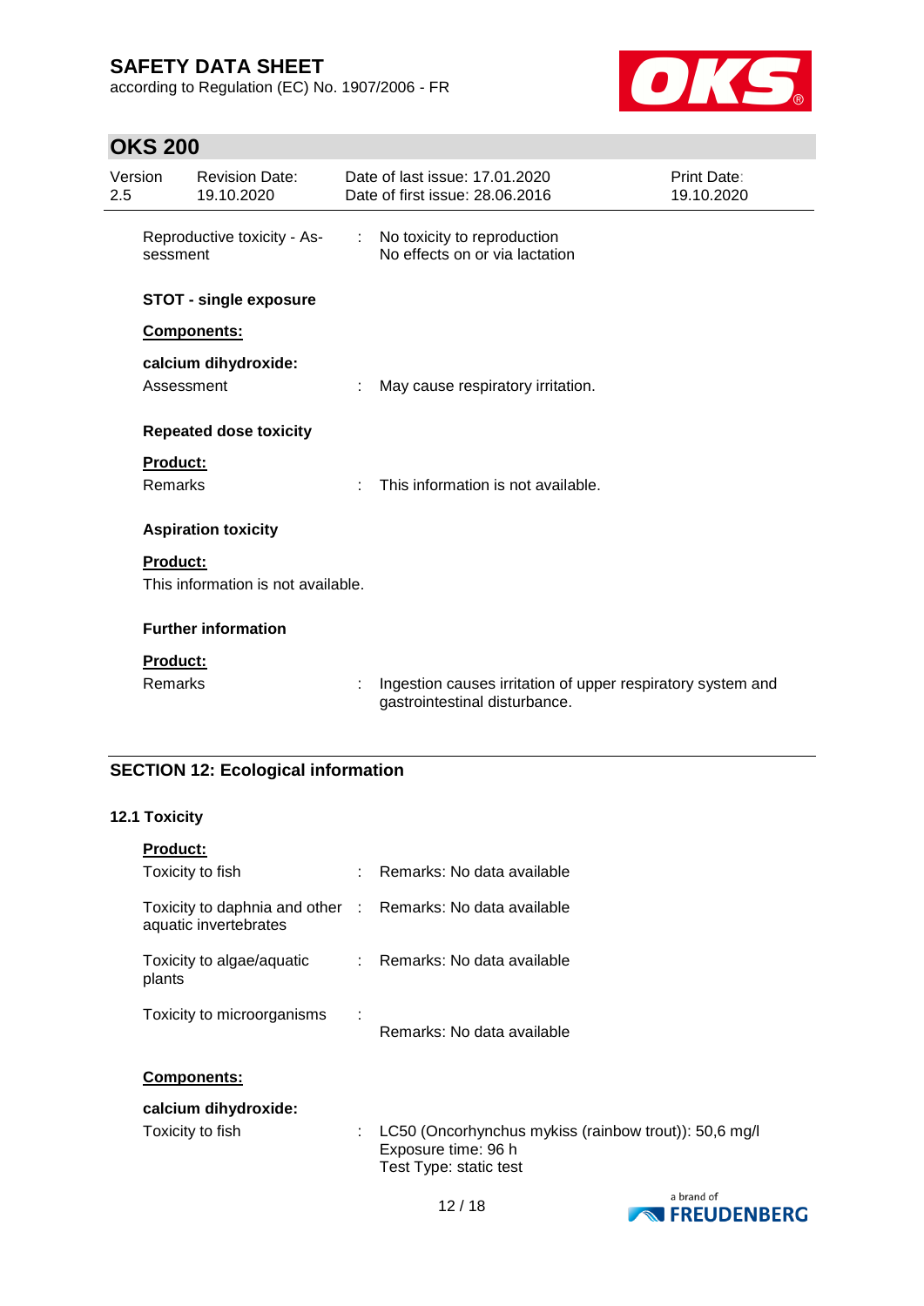Reproductive toxicity - Assessment : No toxicity to reproduction
No effects on or via lactation

**STOT - single exposure**

**Components:**

**calcium dihydroxide:**

Assessment : May cause respiratory irritation.

**Repeated dose toxicity**

**Product:**

Remarks : This information is not available.

**Aspiration toxicity**

**Product:**

This information is not available.

**Further information**

**Product:**

Remarks : Ingestion causes irritation of upper respiratory system and gastrointestinal disturbance.

## SECTION 12: Ecological information

### 12.1 Toxicity

**Product:**

Toxicity to fish : Remarks: No data available

Toxicity to daphnia and other aquatic invertebrates : Remarks: No data available

Toxicity to algae/aquatic plants : Remarks: No data available

Toxicity to microorganisms : Remarks: No data available

**Components:**

**calcium dihydroxide:**

Toxicity to fish : LC50 (Oncorhynchus mykiss (rainbow trout)): 50,6 mg/l
Exposure time: 96 h
Test Type: static test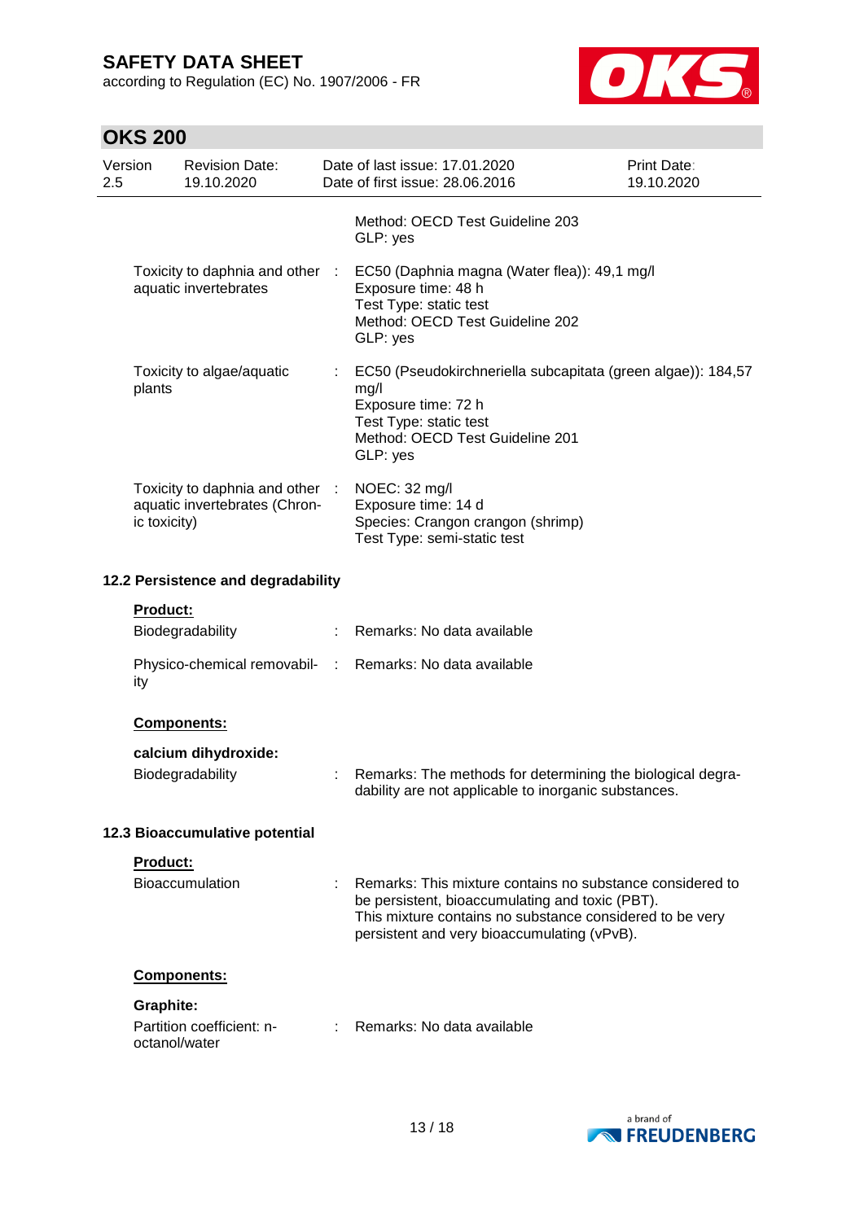| | | |
|---|---|---|
| | | Method: OECD Test Guideline 203<br>GLP: yes |
| Toxicity to daphnia and other aquatic invertebrates | : | EC50 (Daphnia magna (Water flea)): 49,1 mg/l<br>Exposure time: 48 h<br>Test Type: static test<br>Method: OECD Test Guideline 202<br>GLP: yes |
| Toxicity to algae/aquatic plants | : | EC50 (Pseudokirchneriella subcapitata (green algae)): 184,57 mg/l<br>Exposure time: 72 h<br>Test Type: static test<br>Method: OECD Test Guideline 201<br>GLP: yes |
| Toxicity to daphnia and other aquatic invertebrates (Chronic toxicity) | : | NOEC: 32 mg/l<br>Exposure time: 14 d<br>Species: Crangon crangon (shrimp)<br>Test Type: semi-static test |

**12.2 Persistence and degradability**

**Product:**

| | | |
|---|---|---|
| Biodegradability | : | Remarks: No data available |
| Physico-chemical removability | : | Remarks: No data available |

**Components:**

**calcium dihydroxide:**

| | | |
|---|---|---|
| Biodegradability | : | Remarks: The methods for determining the biological degradability are not applicable to inorganic substances. |

**12.3 Bioaccumulative potential**

**Product:**

| | | |
|---|---|---|
| Bioaccumulation | : | Remarks: This mixture contains no substance considered to be persistent, bioaccumulating and toxic (PBT).<br>This mixture contains no substance considered to be very persistent and very bioaccumulating (vPvB). |

**Components:**

**Graphite:**

| | | |
|---|---|---|
| Partition coefficient: n-octanol/water | : | Remarks: No data available |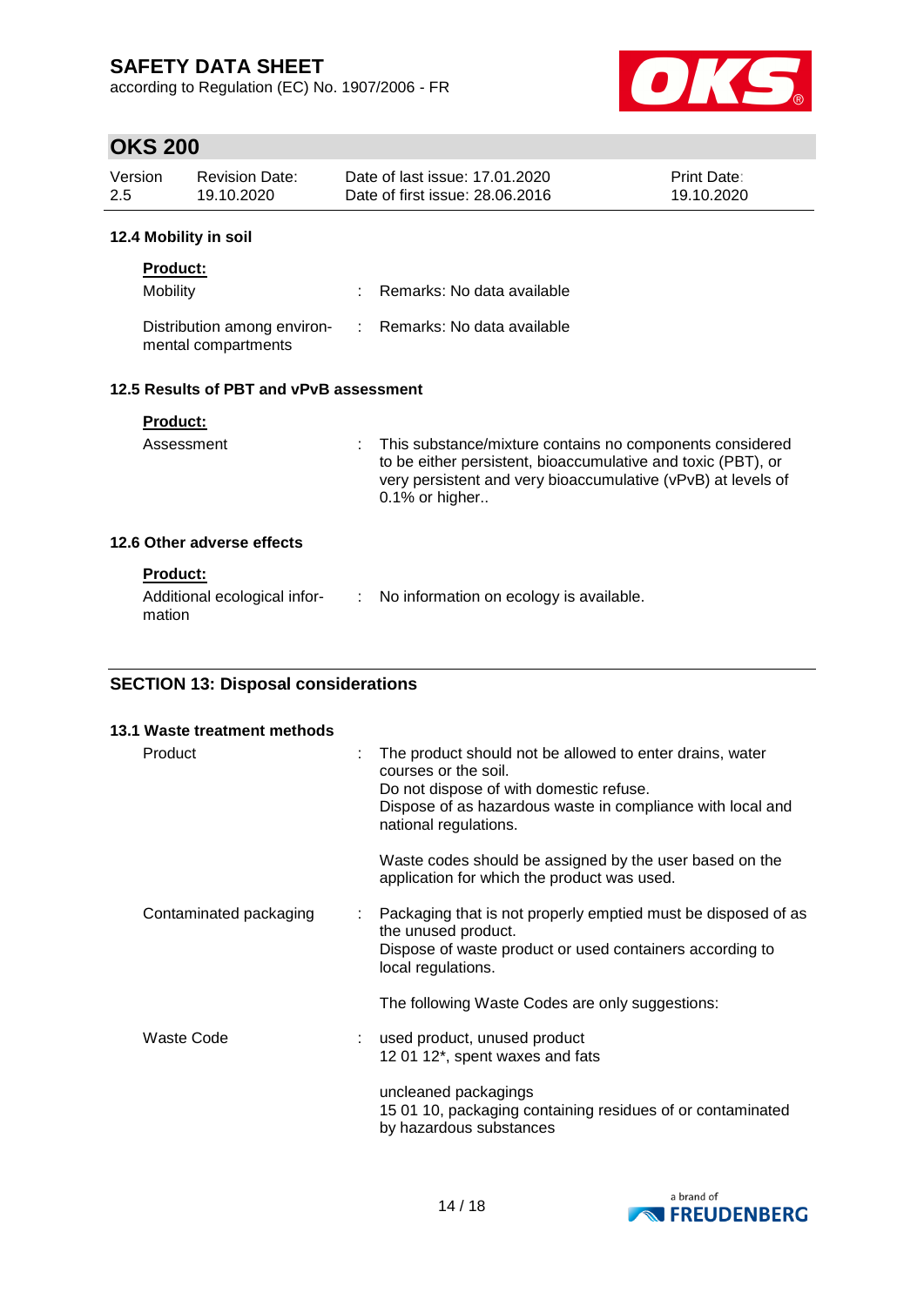### 12.4 Mobility in soil

**Product:**

| | | |
|---|---|---|
| Mobility | : | Remarks: No data available |
| Distribution among environmental compartments | : | Remarks: No data available |

### 12.5 Results of PBT and vPvB assessment

**Product:**

| | | |
|---|---|---|
| Assessment | : | This substance/mixture contains no components considered to be either persistent, bioaccumulative and toxic (PBT), or very persistent and very bioaccumulative (vPvB) at levels of 0.1% or higher.. |

### 12.6 Other adverse effects

**Product:**

| | | |
|---|---|---|
| Additional ecological information | : | No information on ecology is available. |

## SECTION 13: Disposal considerations

### 13.1 Waste treatment methods

| | | |
|---|---|---|
| Product | : | The product should not be allowed to enter drains, water courses or the soil.<br>Do not dispose of with domestic refuse.<br>Dispose of as hazardous waste in compliance with local and national regulations.<br><br>Waste codes should be assigned by the user based on the application for which the product was used. |
| Contaminated packaging | : | Packaging that is not properly emptied must be disposed of as the unused product.<br>Dispose of waste product or used containers according to local regulations.<br><br>The following Waste Codes are only suggestions: |
| Waste Code | : | used product, unused product<br>12 01 12*, spent waxes and fats<br><br>uncleaned packagings<br>15 01 10, packaging containing residues of or contaminated by hazardous substances |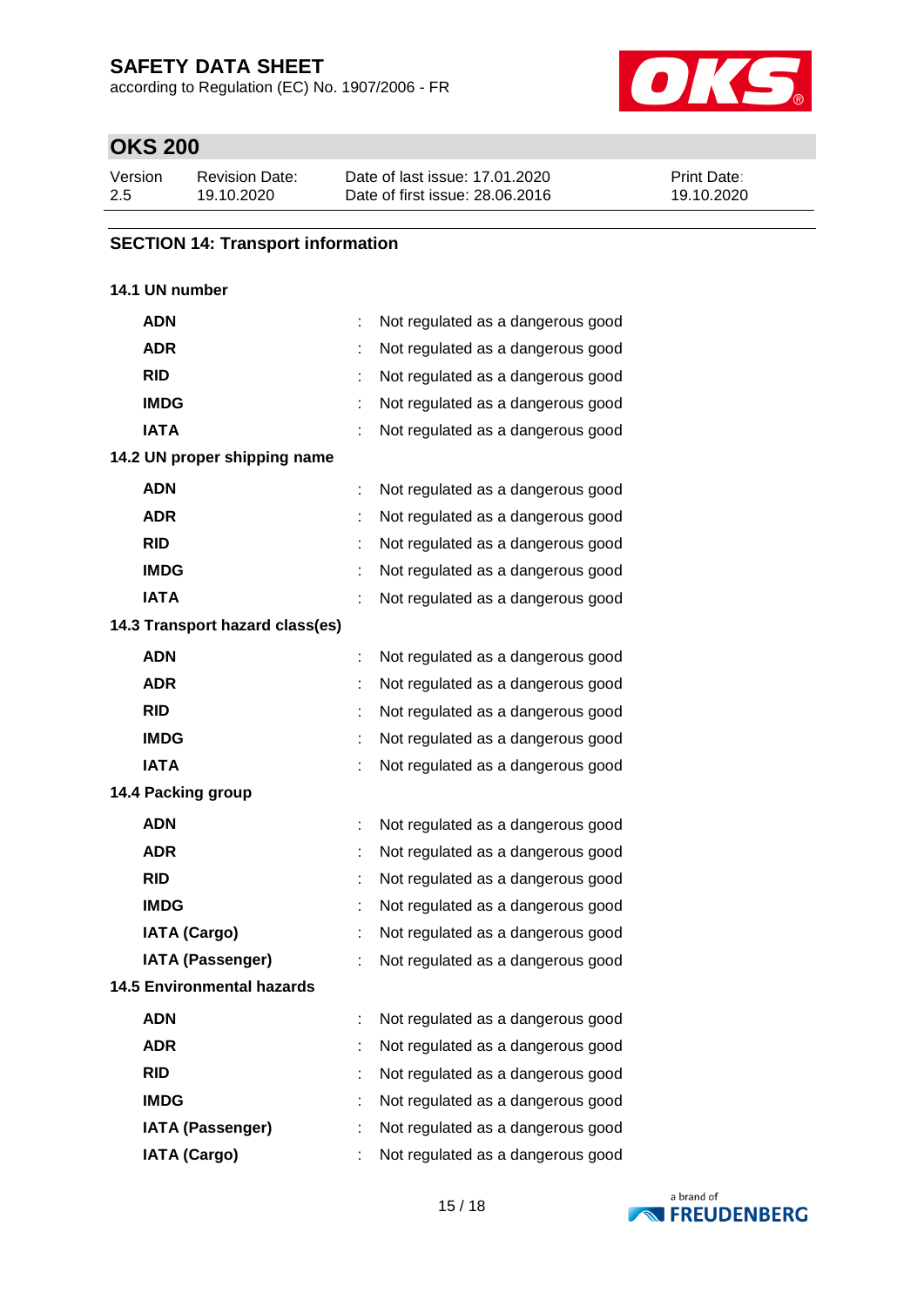## SECTION 14: Transport information

### 14.1 UN number

| | | |
|---|---|---|
| **ADN** | : | Not regulated as a dangerous good |
| **ADR** | : | Not regulated as a dangerous good |
| **RID** | : | Not regulated as a dangerous good |
| **IMDG** | : | Not regulated as a dangerous good |
| **IATA** | : | Not regulated as a dangerous good |

### 14.2 UN proper shipping name

| | | |
|---|---|---|
| **ADN** | : | Not regulated as a dangerous good |
| **ADR** | : | Not regulated as a dangerous good |
| **RID** | : | Not regulated as a dangerous good |
| **IMDG** | : | Not regulated as a dangerous good |
| **IATA** | : | Not regulated as a dangerous good |

### 14.3 Transport hazard class(es)

| | | |
|---|---|---|
| **ADN** | : | Not regulated as a dangerous good |
| **ADR** | : | Not regulated as a dangerous good |
| **RID** | : | Not regulated as a dangerous good |
| **IMDG** | : | Not regulated as a dangerous good |
| **IATA** | : | Not regulated as a dangerous good |

### 14.4 Packing group

| | | |
|---|---|---|
| **ADN** | : | Not regulated as a dangerous good |
| **ADR** | : | Not regulated as a dangerous good |
| **RID** | : | Not regulated as a dangerous good |
| **IMDG** | : | Not regulated as a dangerous good |
| **IATA (Cargo)** | : | Not regulated as a dangerous good |
| **IATA (Passenger)** | : | Not regulated as a dangerous good |

### 14.5 Environmental hazards

| | | |
|---|---|---|
| **ADN** | : | Not regulated as a dangerous good |
| **ADR** | : | Not regulated as a dangerous good |
| **RID** | : | Not regulated as a dangerous good |
| **IMDG** | : | Not regulated as a dangerous good |
| **IATA (Passenger)** | : | Not regulated as a dangerous good |
| **IATA (Cargo)** | : | Not regulated as a dangerous good |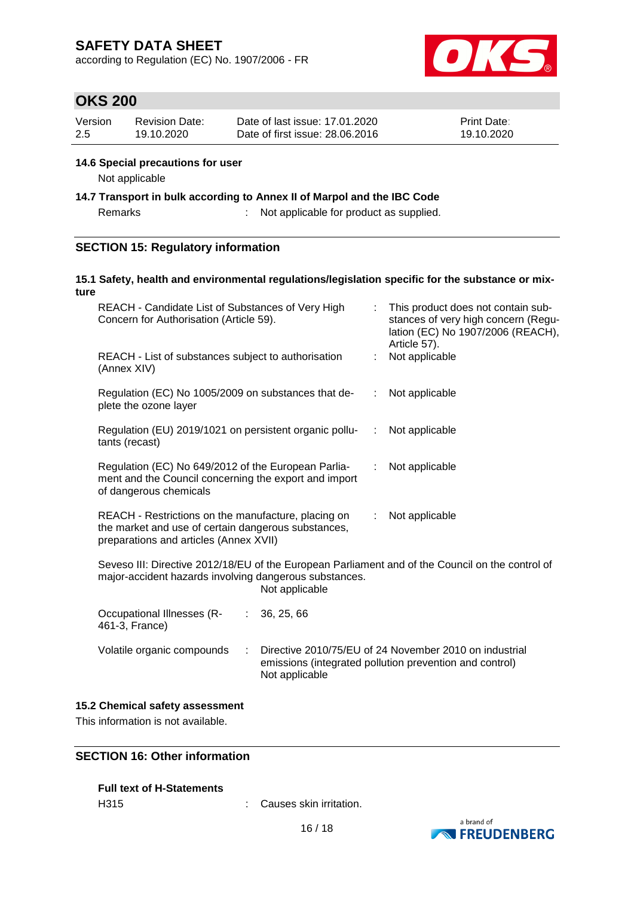### 14.6 Special precautions for user

Not applicable

### 14.7 Transport in bulk according to Annex II of Marpol and the IBC Code

Remarks : Not applicable for product as supplied.

## SECTION 15: Regulatory information

### 15.1 Safety, health and environmental regulations/legislation specific for the substance or mixture

| | |
|---|---|
| REACH - Candidate List of Substances of Very High Concern for Authorisation (Article 59). | : This product does not contain substances of very high concern (Regulation (EC) No 1907/2006 (REACH), Article 57). |
| REACH - List of substances subject to authorisation (Annex XIV) | : Not applicable |
| Regulation (EC) No 1005/2009 on substances that deplete the ozone layer | : Not applicable |
| Regulation (EU) 2019/1021 on persistent organic pollutants (recast) | : Not applicable |
| Regulation (EC) No 649/2012 of the European Parliament and the Council concerning the export and import of dangerous chemicals | : Not applicable |
| REACH - Restrictions on the manufacture, placing on the market and use of certain dangerous substances, preparations and articles (Annex XVII) | : Not applicable |

Seveso III: Directive 2012/18/EU of the European Parliament and of the Council on the control of major-accident hazards involving dangerous substances.
Not applicable

| | |
|---|---|
| Occupational Illnesses (R-461-3, France) | : 36, 25, 66 |
| Volatile organic compounds | : Directive 2010/75/EU of 24 November 2010 on industrial emissions (integrated pollution prevention and control) Not applicable |

### 15.2 Chemical safety assessment

This information is not available.

## SECTION 16: Other information

**Full text of H-Statements**

H315 : Causes skin irritation.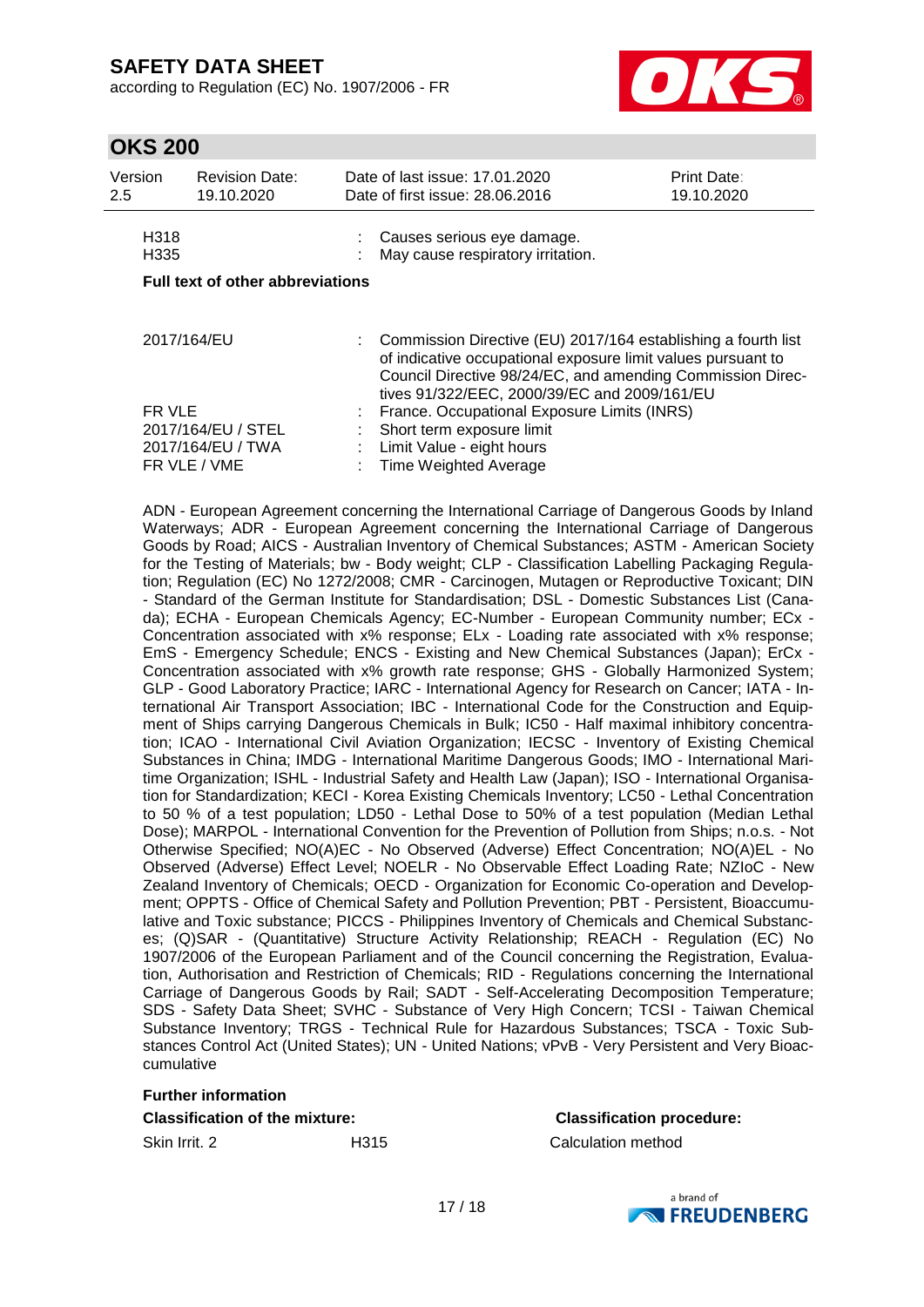| | | |
|---|---|---|
| H318 | : | Causes serious eye damage. |
| H335 | : | May cause respiratory irritation. |

**Full text of other abbreviations**

| | | |
|---|---|---|
| 2017/164/EU | : | Commission Directive (EU) 2017/164 establishing a fourth list of indicative occupational exposure limit values pursuant to Council Directive 98/24/EC, and amending Commission Directives 91/322/EEC, 2000/39/EC and 2009/161/EU |
| FR VLE | : | France. Occupational Exposure Limits (INRS) |
| 2017/164/EU / STEL | : | Short term exposure limit |
| 2017/164/EU / TWA | : | Limit Value - eight hours |
| FR VLE / VME | : | Time Weighted Average |

ADN - European Agreement concerning the International Carriage of Dangerous Goods by Inland Waterways; ADR - European Agreement concerning the International Carriage of Dangerous Goods by Road; AICS - Australian Inventory of Chemical Substances; ASTM - American Society for the Testing of Materials; bw - Body weight; CLP - Classification Labelling Packaging Regulation; Regulation (EC) No 1272/2008; CMR - Carcinogen, Mutagen or Reproductive Toxicant; DIN - Standard of the German Institute for Standardisation; DSL - Domestic Substances List (Canada); ECHA - European Chemicals Agency; EC-Number - European Community number; ECx - Concentration associated with x% response; ELx - Loading rate associated with x% response; EmS - Emergency Schedule; ENCS - Existing and New Chemical Substances (Japan); ErCx - Concentration associated with x% growth rate response; GHS - Globally Harmonized System; GLP - Good Laboratory Practice; IARC - International Agency for Research on Cancer; IATA - International Air Transport Association; IBC - International Code for the Construction and Equipment of Ships carrying Dangerous Chemicals in Bulk; IC50 - Half maximal inhibitory concentration; ICAO - International Civil Aviation Organization; IECSC - Inventory of Existing Chemical Substances in China; IMDG - International Maritime Dangerous Goods; IMO - International Maritime Organization; ISHL - Industrial Safety and Health Law (Japan); ISO - International Organisation for Standardization; KECI - Korea Existing Chemicals Inventory; LC50 - Lethal Concentration to 50 % of a test population; LD50 - Lethal Dose to 50% of a test population (Median Lethal Dose); MARPOL - International Convention for the Prevention of Pollution from Ships; n.o.s. - Not Otherwise Specified; NO(A)EC - No Observed (Adverse) Effect Concentration; NO(A)EL - No Observed (Adverse) Effect Level; NOELR - No Observable Effect Loading Rate; NZIoC - New Zealand Inventory of Chemicals; OECD - Organization for Economic Co-operation and Development; OPPTS - Office of Chemical Safety and Pollution Prevention; PBT - Persistent, Bioaccumulative and Toxic substance; PICCS - Philippines Inventory of Chemicals and Chemical Substances; (Q)SAR - (Quantitative) Structure Activity Relationship; REACH - Regulation (EC) No 1907/2006 of the European Parliament and of the Council concerning the Registration, Evaluation, Authorisation and Restriction of Chemicals; RID - Regulations concerning the International Carriage of Dangerous Goods by Rail; SADT - Self-Accelerating Decomposition Temperature; SDS - Safety Data Sheet; SVHC - Substance of Very High Concern; TCSI - Taiwan Chemical Substance Inventory; TRGS - Technical Rule for Hazardous Substances; TSCA - Toxic Substances Control Act (United States); UN - United Nations; vPvB - Very Persistent and Very Bioaccumulative

**Further information**

| **Classification of the mixture:** | | **Classification procedure:** |
|---|---|---|
| Skin Irrit. 2 | H315 | Calculation method |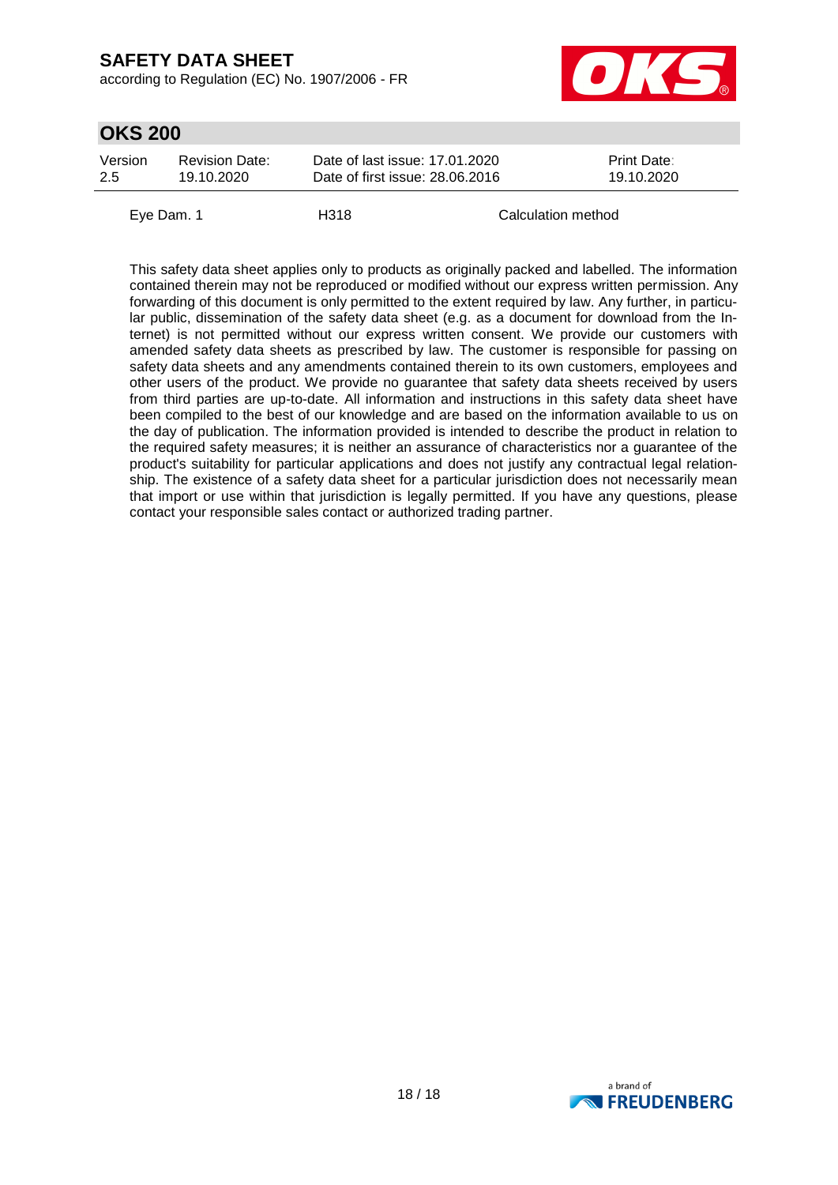| | | |
|---|---|---|
| Eye Dam. 1 | H318 | Calculation method |

This safety data sheet applies only to products as originally packed and labelled. The information contained therein may not be reproduced or modified without our express written permission. Any forwarding of this document is only permitted to the extent required by law. Any further, in particular public, dissemination of the safety data sheet (e.g. as a document for download from the Internet) is not permitted without our express written consent. We provide our customers with amended safety data sheets as prescribed by law. The customer is responsible for passing on safety data sheets and any amendments contained therein to its own customers, employees and other users of the product. We provide no guarantee that safety data sheets received by users from third parties are up-to-date. All information and instructions in this safety data sheet have been compiled to the best of our knowledge and are based on the information available to us on the day of publication. The information provided is intended to describe the product in relation to the required safety measures; it is neither an assurance of characteristics nor a guarantee of the product's suitability for particular applications and does not justify any contractual legal relationship. The existence of a safety data sheet for a particular jurisdiction does not necessarily mean that import or use within that jurisdiction is legally permitted. If you have any questions, please contact your responsible sales contact or authorized trading partner.